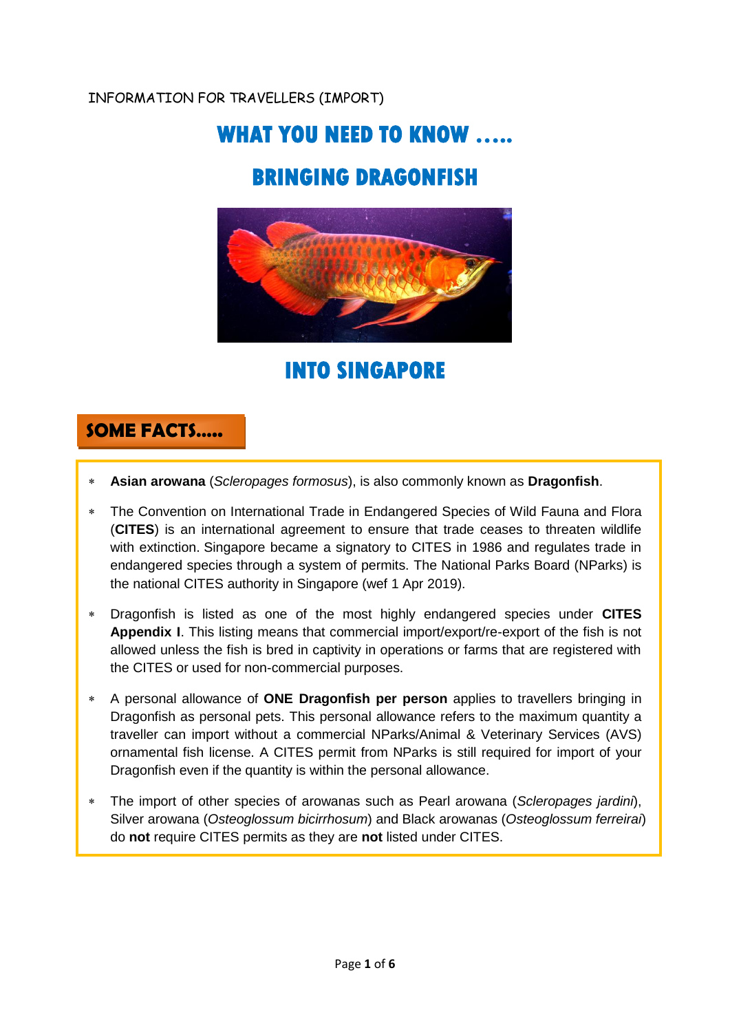INFORMATION FOR TRAVELLERS (IMPORT)

# WHAT YOU NEED TO KNOW .....

# BRINGING DRAGONFISH

# INTO SINGAPORE

## SOME FACTS.....

- **Asian arowana** (*Scleropages formosus*), is also commonly known as **Dragonfish**.
- The Convention on International Trade in Endangered Species of Wild Fauna and Flora (**CITES**) is an international agreement to ensure that trade ceases to threaten wildlife with extinction. Singapore became a signatory to CITES in 1986 and regulates trade in endangered species through a system of permits. The National Parks Board (NParks) is the national CITES authority in Singapore (wef 1 Apr 2019).
- Dragonfish is listed as one of the most highly endangered species under **CITES Appendix I**. This listing means that commercial import/export/re-export of the fish is not allowed unless the fish is bred in captivity in operations or farms that are registered with the CITES or used for non-commercial purposes.
- A personal allowance of **ONE Dragonfish per person** applies to travellers bringing in Dragonfish as personal pets. This personal allowance refers to the maximum quantity a traveller can import without a commercial NParks/Animal & Veterinary Services (AVS) ornamental fish license. A CITES permit from NParks is still required for import of your Dragonfish even if the quantity is within the personal allowance.
- The import of other species of arowanas such as Pearl arowana (*Scleropages jardini*), Silver arowana (*Osteoglossum bicirrhosum*) and Black arowanas (*Osteoglossum ferreirai*) do **not** require CITES permits as they are **not** listed under CITES.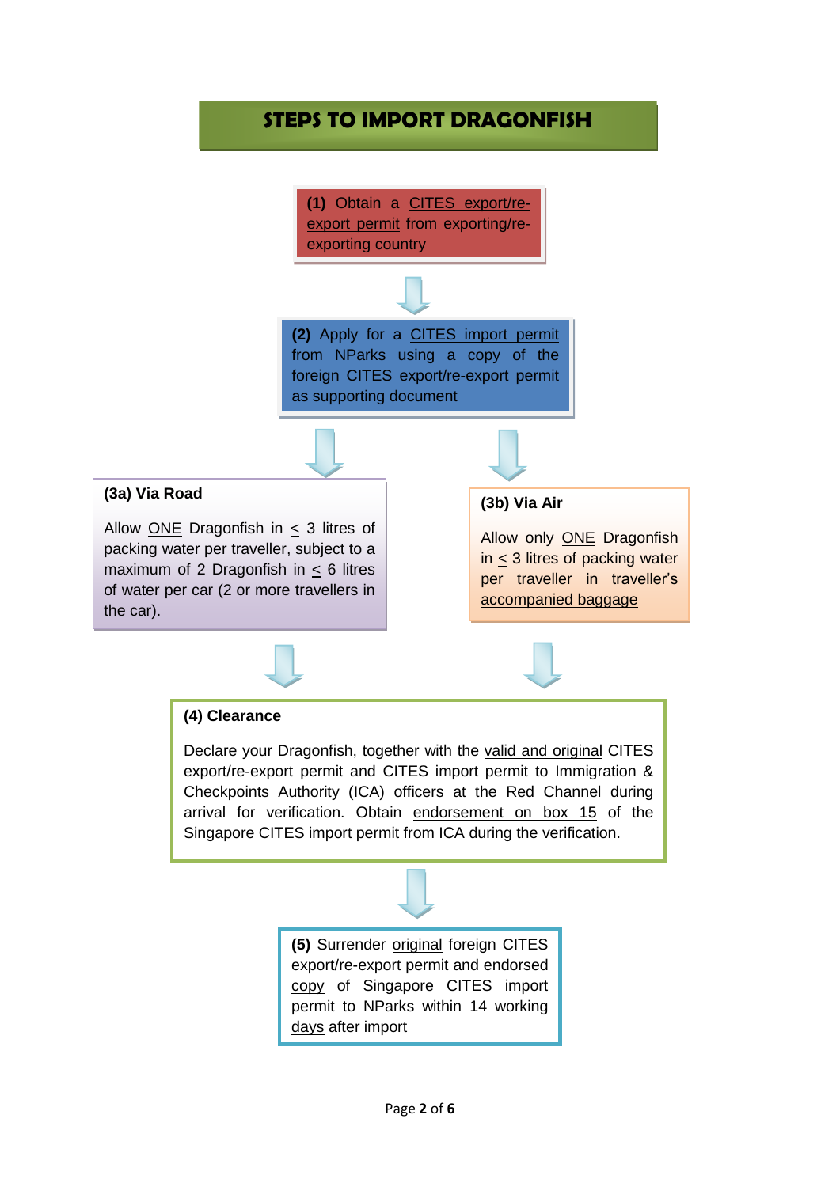# STEPS TO IMPORT DRAGONFISH

**(1)** Obtain a <u>CITES export/re-export permit</u> from exporting/re-exporting country

**(2)** Apply for a <u>CITES import permit</u> from NParks using a copy of the foreign CITES export/re-export permit as supporting document

**(3a) Via Road**

Allow <u>ONE</u> Dragonfish in ≤ 3 litres of packing water per traveller, subject to a maximum of 2 Dragonfish in ≤ 6 litres of water per car (2 or more travellers in the car).

**(3b) Via Air**

Allow only <u>ONE</u> Dragonfish in ≤ 3 litres of packing water per traveller in traveller's <u>accompanied baggage</u>

**(4) Clearance**

Declare your Dragonfish, together with the <u>valid and original</u> CITES export/re-export permit and CITES import permit to Immigration & Checkpoints Authority (ICA) officers at the Red Channel during arrival for verification. Obtain <u>endorsement on box 15</u> of the Singapore CITES import permit from ICA during the verification.

**(5)** Surrender <u>original</u> foreign CITES export/re-export permit and <u>endorsed copy</u> of Singapore CITES import permit to NParks <u>within 14 working days</u> after import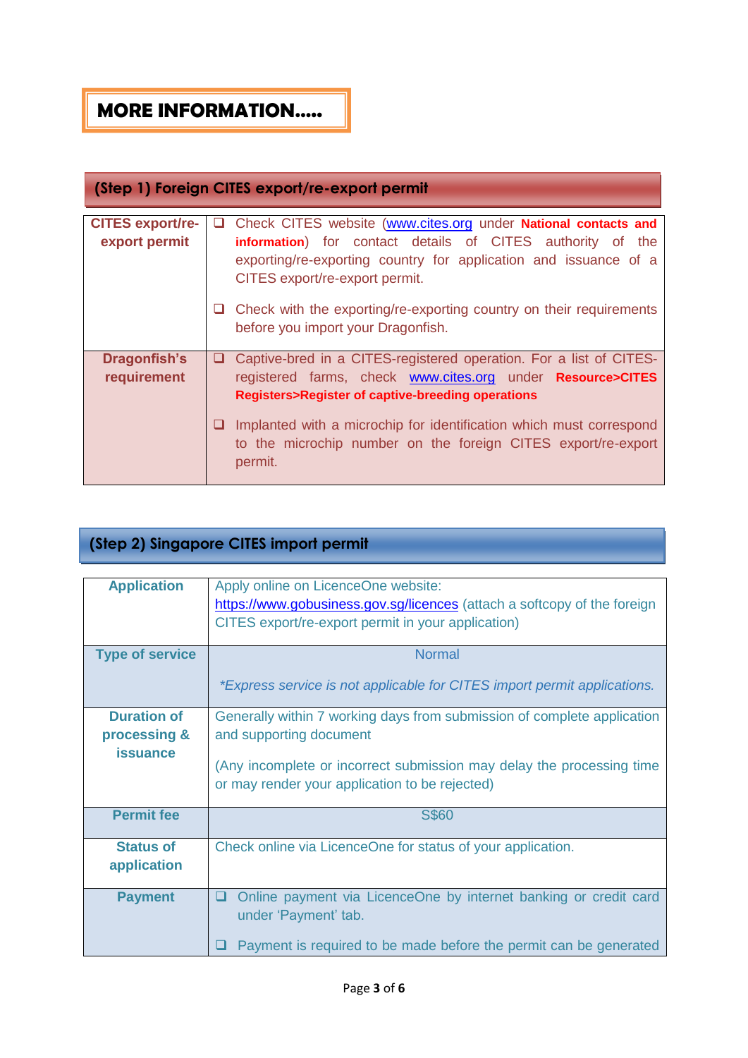# MORE INFORMATION.....

## (Step 1) Foreign CITES export/re-export permit

| | |
|---|---|
| **CITES export/re-export permit** | ❑ Check CITES website (www.cites.org under **National contacts and information**) for contact details of CITES authority of the exporting/re-exporting country for application and issuance of a CITES export/re-export permit.<br><br>❑ Check with the exporting/re-exporting country on their requirements before you import your Dragonfish. |
| **Dragonfish's requirement** | ❑ Captive-bred in a CITES-registered operation. For a list of CITES-registered farms, check www.cites.org under **Resource>CITES Registers>Register of captive-breeding operations**<br><br>❑ Implanted with a microchip for identification which must correspond to the microchip number on the foreign CITES export/re-export permit. |

## (Step 2) Singapore CITES import permit

| | |
|---|---|
| **Application** | Apply online on LicenceOne website: https://www.gobusiness.gov.sg/licences (attach a softcopy of the foreign CITES export/re-export permit in your application) |
| **Type of service** | Normal<br><br>*\*Express service is not applicable for CITES import permit applications.* |
| **Duration of processing & issuance** | Generally within 7 working days from submission of complete application and supporting document<br><br>(Any incomplete or incorrect submission may delay the processing time or may render your application to be rejected) |
| **Permit fee** | S$60 |
| **Status of application** | Check online via LicenceOne for status of your application. |
| **Payment** | ❑ Online payment via LicenceOne by internet banking or credit card under 'Payment' tab.<br><br>❑ Payment is required to be made before the permit can be generated |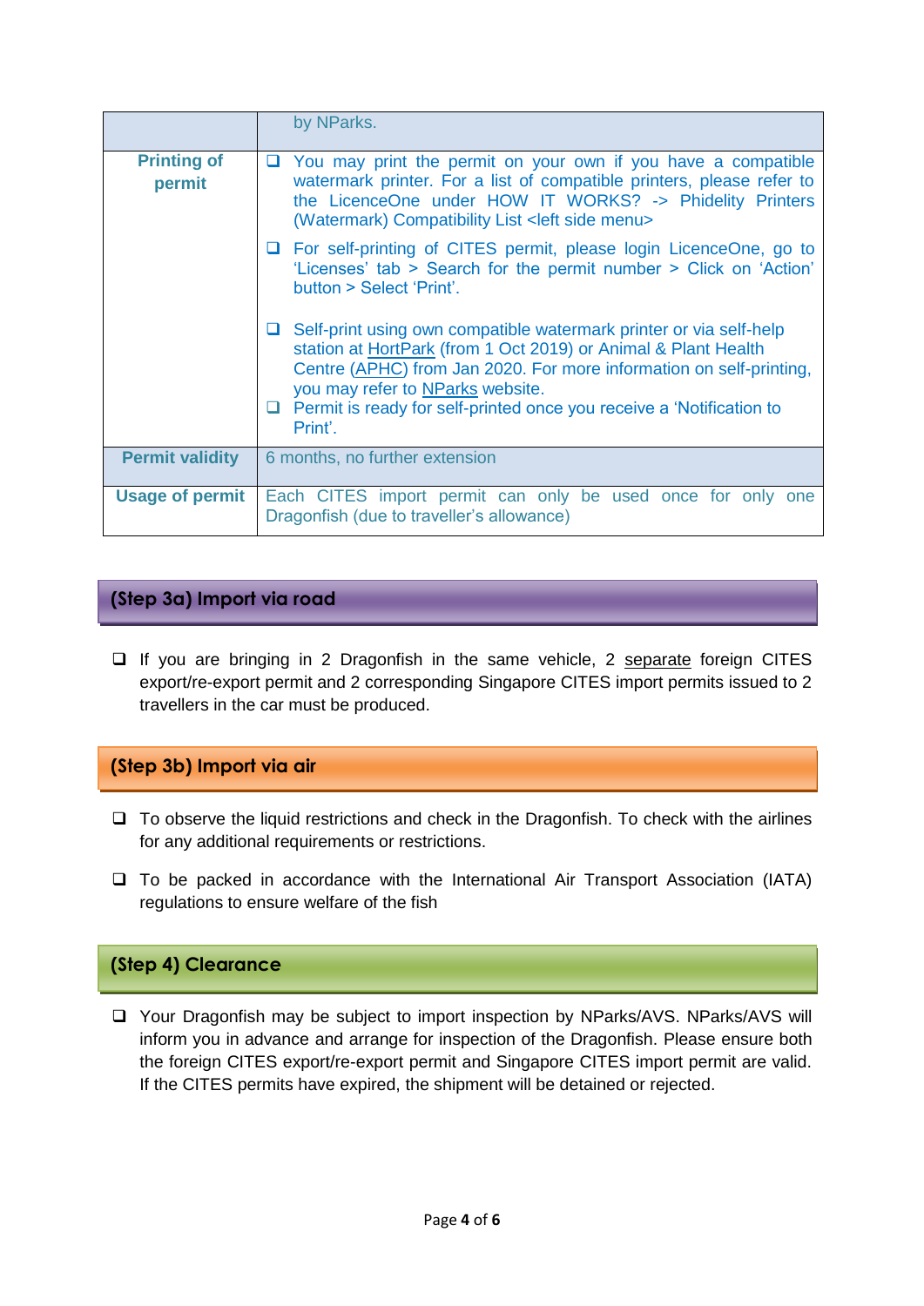| | |
|---|---|
| | by NParks. |
| **Printing of permit** | ❑ You may print the permit on your own if you have a compatible watermark printer. For a list of compatible printers, please refer to the LicenceOne under HOW IT WORKS? -> Phidelity Printers (Watermark) Compatibility List <left side menu><br>❑ For self-printing of CITES permit, please login LicenceOne, go to 'Licenses' tab > Search for the permit number > Click on 'Action' button > Select 'Print'.<br>❑ Self-print using own compatible watermark printer or via self-help station at HortPark (from 1 Oct 2019) or Animal & Plant Health Centre (APHC) from Jan 2020. For more information on self-printing, you may refer to NParks website.<br>❑ Permit is ready for self-printed once you receive a 'Notification to Print'. |
| **Permit validity** | 6 months, no further extension |
| **Usage of permit** | Each CITES import permit can only be used once for only one Dragonfish (due to traveller's allowance) |

## (Step 3a) Import via road

- ❑ If you are bringing in 2 Dragonfish in the same vehicle, 2 separate foreign CITES export/re-export permit and 2 corresponding Singapore CITES import permits issued to 2 travellers in the car must be produced.

## (Step 3b) Import via air

- ❑ To observe the liquid restrictions and check in the Dragonfish. To check with the airlines for any additional requirements or restrictions.
- ❑ To be packed in accordance with the International Air Transport Association (IATA) regulations to ensure welfare of the fish

## (Step 4) Clearance

- ❑ Your Dragonfish may be subject to import inspection by NParks/AVS. NParks/AVS will inform you in advance and arrange for inspection of the Dragonfish. Please ensure both the foreign CITES export/re-export permit and Singapore CITES import permit are valid. If the CITES permits have expired, the shipment will be detained or rejected.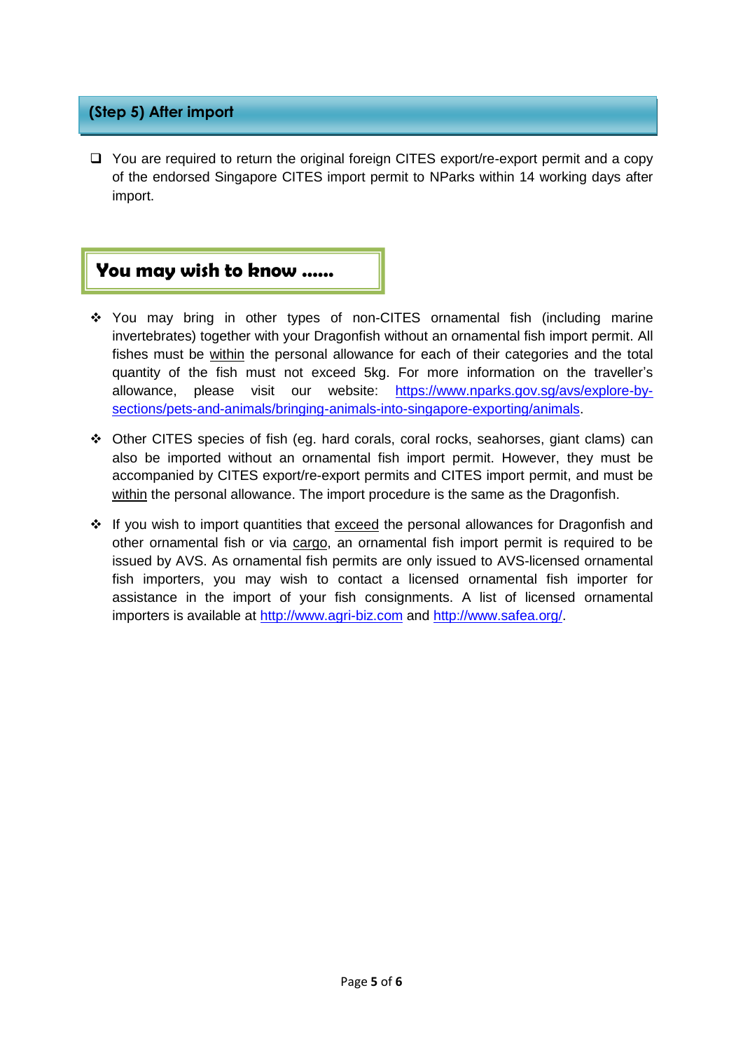## (Step 5) After import

- [ ] You are required to return the original foreign CITES export/re-export permit and a copy of the endorsed Singapore CITES import permit to NParks within 14 working days after import.

## You may wish to know ……

- You may bring in other types of non-CITES ornamental fish (including marine invertebrates) together with your Dragonfish without an ornamental fish import permit. All fishes must be <u>within</u> the personal allowance for each of their categories and the total quantity of the fish must not exceed 5kg. For more information on the traveller's allowance, please visit our website: [https://www.nparks.gov.sg/avs/explore-by-sections/pets-and-animals/bringing-animals-into-singapore-exporting/animals](https://www.nparks.gov.sg/avs/explore-by-sections/pets-and-animals/bringing-animals-into-singapore-exporting/animals).

- Other CITES species of fish (eg. hard corals, coral rocks, seahorses, giant clams) can also be imported without an ornamental fish import permit. However, they must be accompanied by CITES export/re-export permits and CITES import permit, and must be <u>within</u> the personal allowance. The import procedure is the same as the Dragonfish.

- If you wish to import quantities that <u>exceed</u> the personal allowances for Dragonfish and other ornamental fish or via <u>cargo</u>, an ornamental fish import permit is required to be issued by AVS. As ornamental fish permits are only issued to AVS-licensed ornamental fish importers, you may wish to contact a licensed ornamental fish importer for assistance in the import of your fish consignments. A list of licensed ornamental importers is available at [http://www.agri-biz.com](http://www.agri-biz.com) and [http://www.safea.org/](http://www.safea.org/).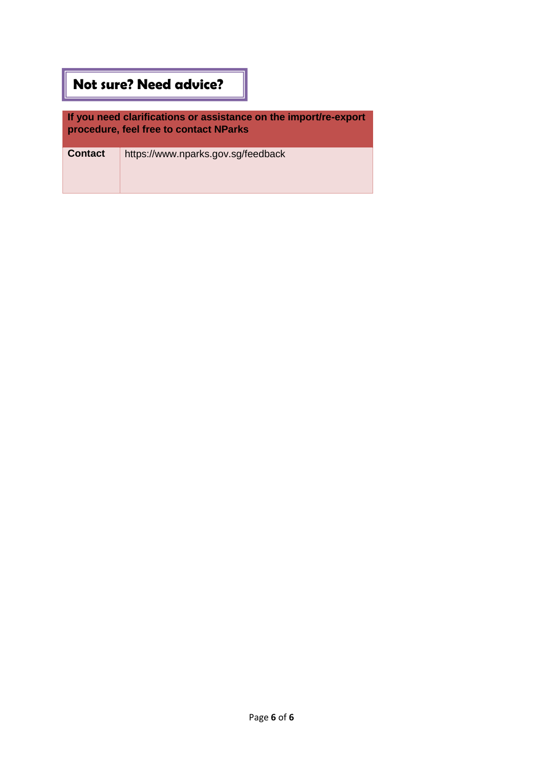## Not sure? Need advice?

| If you need clarifications or assistance on the import/re-export procedure, feel free to contact NParks | |
|---|---|
| **Contact** | https://www.nparks.gov.sg/feedback |